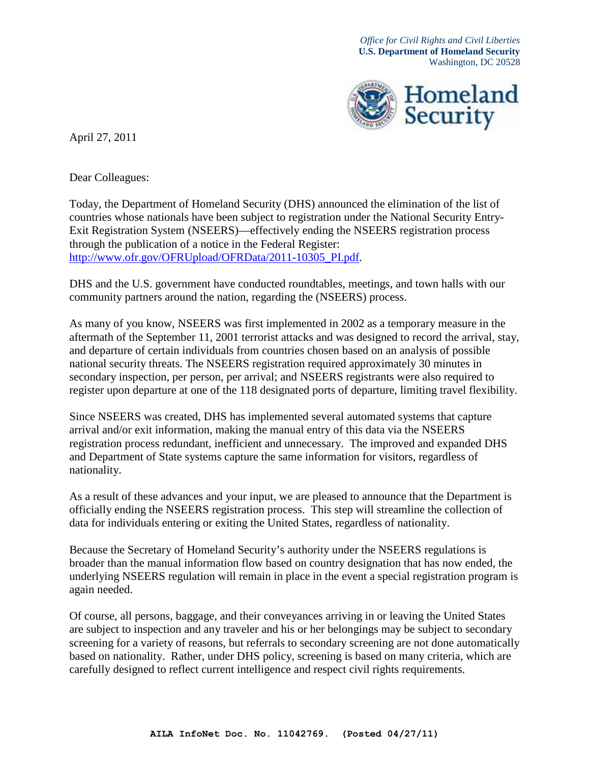*Office for Civil Rights and Civil Liberties*
**U.S. Department of Homeland Security**
Washington, DC 20528

Homeland Security

April 27, 2011

Dear Colleagues:

Today, the Department of Homeland Security (DHS) announced the elimination of the list of countries whose nationals have been subject to registration under the National Security Entry-Exit Registration System (NSEERS)—effectively ending the NSEERS registration process through the publication of a notice in the Federal Register: http://www.ofr.gov/OFRUpload/OFRData/2011-10305_PI.pdf.

DHS and the U.S. government have conducted roundtables, meetings, and town halls with our community partners around the nation, regarding the (NSEERS) process.

As many of you know, NSEERS was first implemented in 2002 as a temporary measure in the aftermath of the September 11, 2001 terrorist attacks and was designed to record the arrival, stay, and departure of certain individuals from countries chosen based on an analysis of possible national security threats. The NSEERS registration required approximately 30 minutes in secondary inspection, per person, per arrival; and NSEERS registrants were also required to register upon departure at one of the 118 designated ports of departure, limiting travel flexibility.

Since NSEERS was created, DHS has implemented several automated systems that capture arrival and/or exit information, making the manual entry of this data via the NSEERS registration process redundant, inefficient and unnecessary. The improved and expanded DHS and Department of State systems capture the same information for visitors, regardless of nationality.

As a result of these advances and your input, we are pleased to announce that the Department is officially ending the NSEERS registration process. This step will streamline the collection of data for individuals entering or exiting the United States, regardless of nationality.

Because the Secretary of Homeland Security's authority under the NSEERS regulations is broader than the manual information flow based on country designation that has now ended, the underlying NSEERS regulation will remain in place in the event a special registration program is again needed.

Of course, all persons, baggage, and their conveyances arriving in or leaving the United States are subject to inspection and any traveler and his or her belongings may be subject to secondary screening for a variety of reasons, but referrals to secondary screening are not done automatically based on nationality. Rather, under DHS policy, screening is based on many criteria, which are carefully designed to reflect current intelligence and respect civil rights requirements.

**AILA InfoNet Doc. No. 11042769. (Posted 04/27/11)**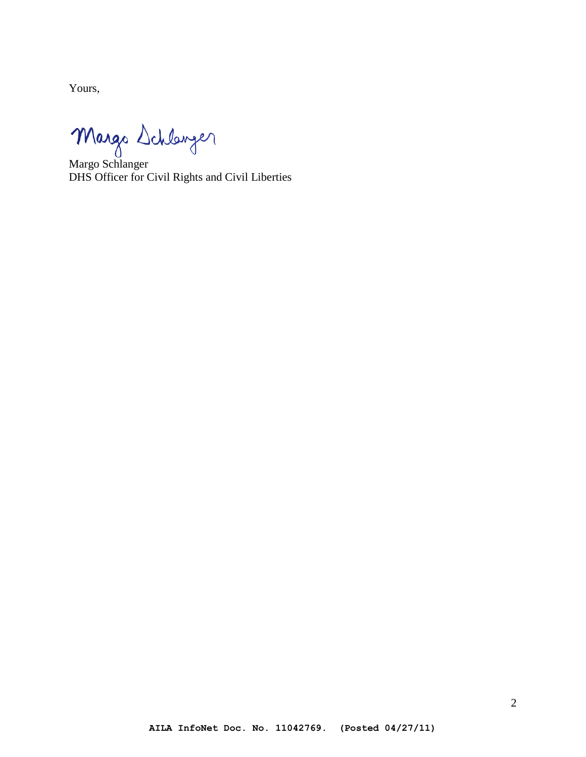Yours,

Margo Schlanger

Margo Schlanger
DHS Officer for Civil Rights and Civil Liberties

**AILA InfoNet Doc. No. 11042769. (Posted 04/27/11)**